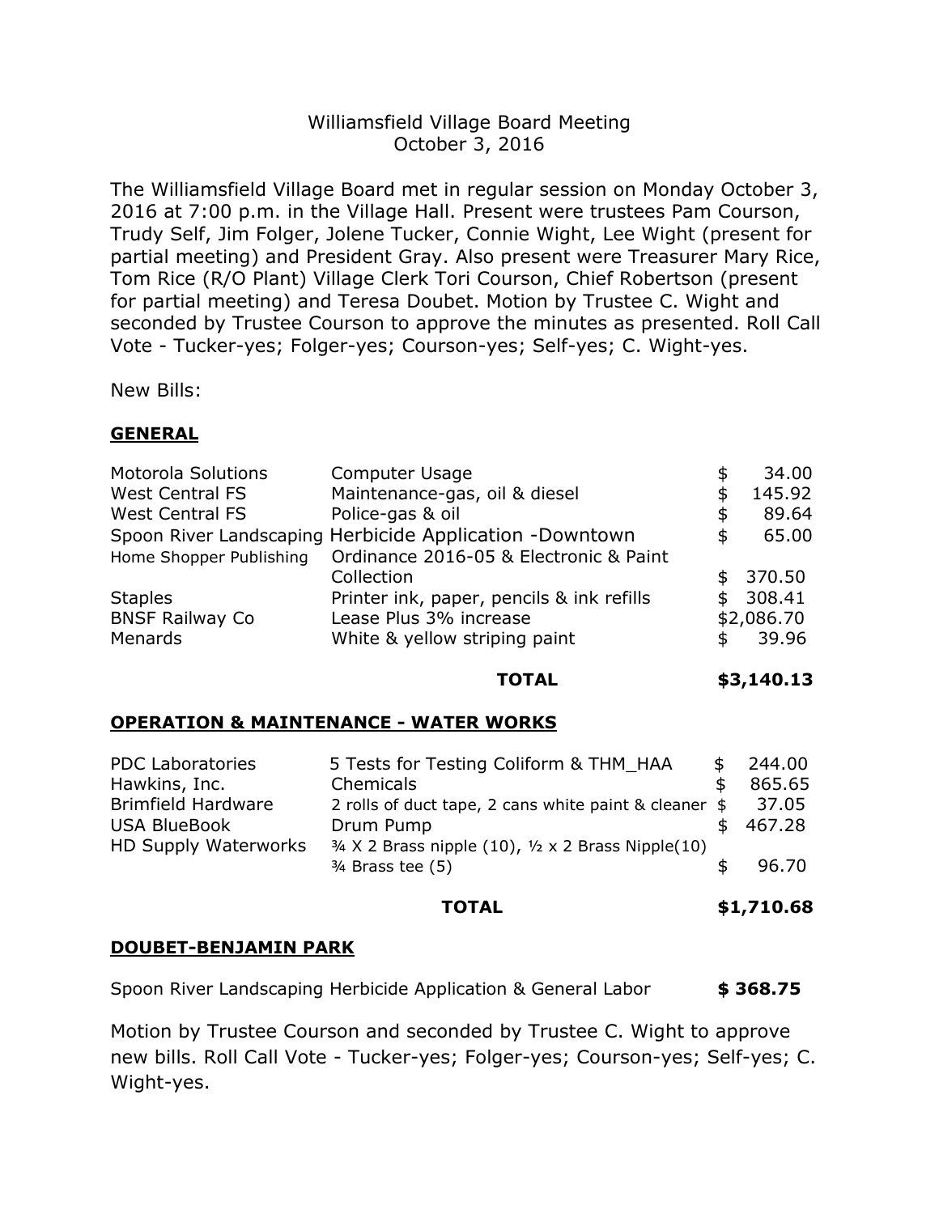# Williamsfield Village Board Meeting
## October 3, 2016

The Williamsfield Village Board met in regular session on Monday October 3, 2016 at 7:00 p.m. in the Village Hall. Present were trustees Pam Courson, Trudy Self, Jim Folger, Jolene Tucker, Connie Wight, Lee Wight (present for partial meeting) and President Gray. Also present were Treasurer Mary Rice, Tom Rice (R/O Plant) Village Clerk Tori Courson, Chief Robertson (present for partial meeting) and Teresa Doubet. Motion by Trustee C. Wight and seconded by Trustee Courson to approve the minutes as presented. Roll Call Vote - Tucker-yes; Folger-yes; Courson-yes; Self-yes; C. Wight-yes.

New Bills:

**GENERAL**

| | | |
|---|---|---|
| Motorola Solutions | Computer Usage | $ 34.00 |
| West Central FS | Maintenance-gas, oil & diesel | $ 145.92 |
| West Central FS | Police-gas & oil | $ 89.64 |
| Spoon River Landscaping | Herbicide Application -Downtown | $ 65.00 |
| Home Shopper Publishing | Ordinance 2016-05 & Electronic & Paint Collection | $ 370.50 |
| Staples | Printer ink, paper, pencils & ink refills | $ 308.41 |
| BNSF Railway Co | Lease Plus 3% increase | $2,086.70 |
| Menards | White & yellow striping paint | $ 39.96 |
| | **TOTAL** | **$3,140.13** |

**OPERATION & MAINTENANCE - WATER WORKS**

| | | |
|---|---|---|
| PDC Laboratories | 5 Tests for Testing Coliform & THM_HAA | $ 244.00 |
| Hawkins, Inc. | Chemicals | $ 865.65 |
| Brimfield Hardware | 2 rolls of duct tape, 2 cans white paint & cleaner | $ 37.05 |
| USA BlueBook | Drum Pump | $ 467.28 |
| HD Supply Waterworks | ¾ X 2 Brass nipple (10), ½ x 2 Brass Nipple(10) ¾ Brass tee (5) | $ 96.70 |
| | **TOTAL** | **$1,710.68** |

**DOUBET-BENJAMIN PARK**

Spoon River Landscaping Herbicide Application & General Labor **$ 368.75**

Motion by Trustee Courson and seconded by Trustee C. Wight to approve new bills. Roll Call Vote - Tucker-yes; Folger-yes; Courson-yes; Self-yes; C. Wight-yes.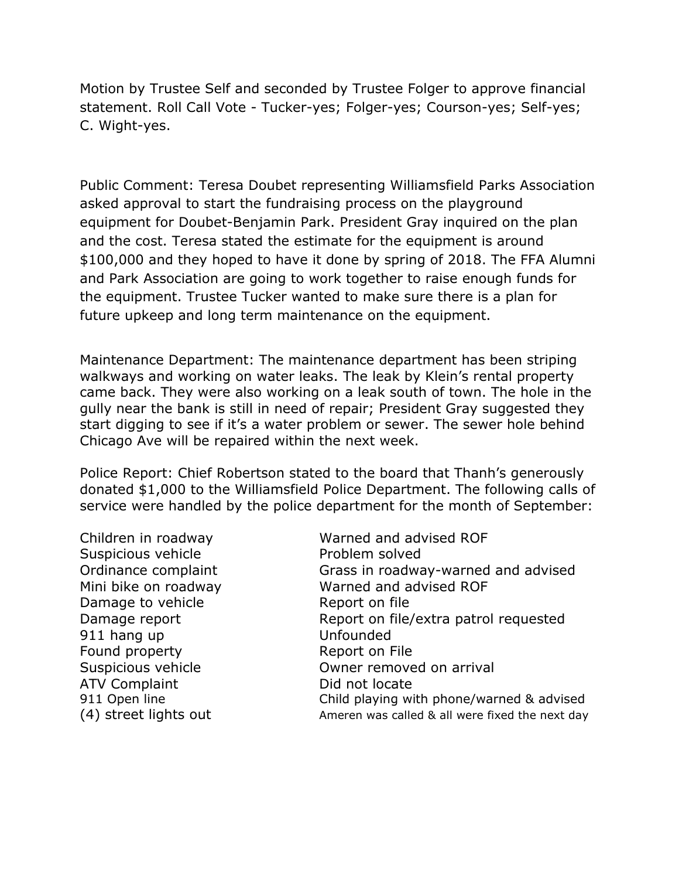Motion by Trustee Self and seconded by Trustee Folger to approve financial statement. Roll Call Vote - Tucker-yes; Folger-yes; Courson-yes; Self-yes; C. Wight-yes.

Public Comment: Teresa Doubet representing Williamsfield Parks Association asked approval to start the fundraising process on the playground equipment for Doubet-Benjamin Park. President Gray inquired on the plan and the cost. Teresa stated the estimate for the equipment is around $100,000 and they hoped to have it done by spring of 2018. The FFA Alumni and Park Association are going to work together to raise enough funds for the equipment. Trustee Tucker wanted to make sure there is a plan for future upkeep and long term maintenance on the equipment.

Maintenance Department: The maintenance department has been striping walkways and working on water leaks. The leak by Klein's rental property came back. They were also working on a leak south of town. The hole in the gully near the bank is still in need of repair; President Gray suggested they start digging to see if it's a water problem or sewer. The sewer hole behind Chicago Ave will be repaired within the next week.

Police Report: Chief Robertson stated to the board that Thanh's generously donated $1,000 to the Williamsfield Police Department. The following calls of service were handled by the police department for the month of September:

| | |
|---|---|
| Children in roadway | Warned and advised ROF |
| Suspicious vehicle | Problem solved |
| Ordinance complaint | Grass in roadway-warned and advised |
| Mini bike on roadway | Warned and advised ROF |
| Damage to vehicle | Report on file |
| Damage report | Report on file/extra patrol requested |
| 911 hang up | Unfounded |
| Found property | Report on File |
| Suspicious vehicle | Owner removed on arrival |
| ATV Complaint | Did not locate |
| 911 Open line | Child playing with phone/warned & advised |
| (4) street lights out | Ameren was called & all were fixed the next day |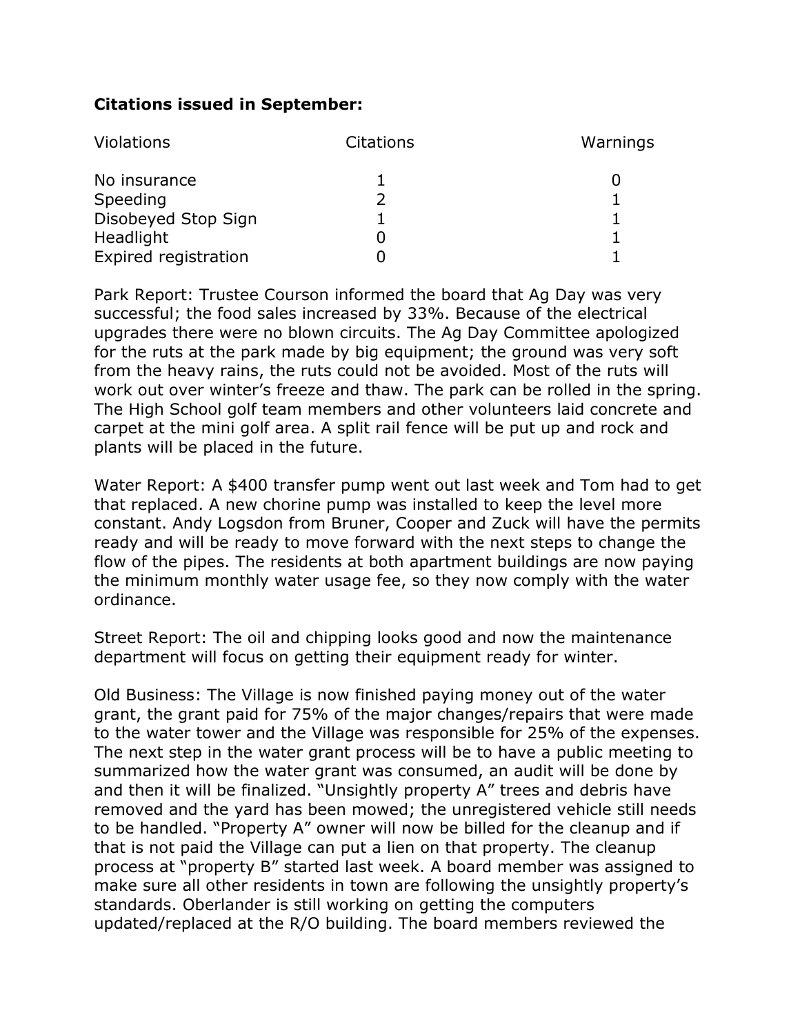**Citations issued in September:**

| Violations | Citations | Warnings |
|---|---|---|
| No insurance | 1 | 0 |
| Speeding | 2 | 1 |
| Disobeyed Stop Sign | 1 | 1 |
| Headlight | 0 | 1 |
| Expired registration | 0 | 1 |

Park Report: Trustee Courson informed the board that Ag Day was very successful; the food sales increased by 33%. Because of the electrical upgrades there were no blown circuits. The Ag Day Committee apologized for the ruts at the park made by big equipment; the ground was very soft from the heavy rains, the ruts could not be avoided. Most of the ruts will work out over winter's freeze and thaw. The park can be rolled in the spring. The High School golf team members and other volunteers laid concrete and carpet at the mini golf area. A split rail fence will be put up and rock and plants will be placed in the future.

Water Report: A $400 transfer pump went out last week and Tom had to get that replaced. A new chorine pump was installed to keep the level more constant. Andy Logsdon from Bruner, Cooper and Zuck will have the permits ready and will be ready to move forward with the next steps to change the flow of the pipes. The residents at both apartment buildings are now paying the minimum monthly water usage fee, so they now comply with the water ordinance.

Street Report: The oil and chipping looks good and now the maintenance department will focus on getting their equipment ready for winter.

Old Business: The Village is now finished paying money out of the water grant, the grant paid for 75% of the major changes/repairs that were made to the water tower and the Village was responsible for 25% of the expenses. The next step in the water grant process will be to have a public meeting to summarized how the water grant was consumed, an audit will be done by and then it will be finalized. "Unsightly property A" trees and debris have removed and the yard has been mowed; the unregistered vehicle still needs to be handled. "Property A" owner will now be billed for the cleanup and if that is not paid the Village can put a lien on that property. The cleanup process at "property B" started last week. A board member was assigned to make sure all other residents in town are following the unsightly property's standards. Oberlander is still working on getting the computers updated/replaced at the R/O building. The board members reviewed the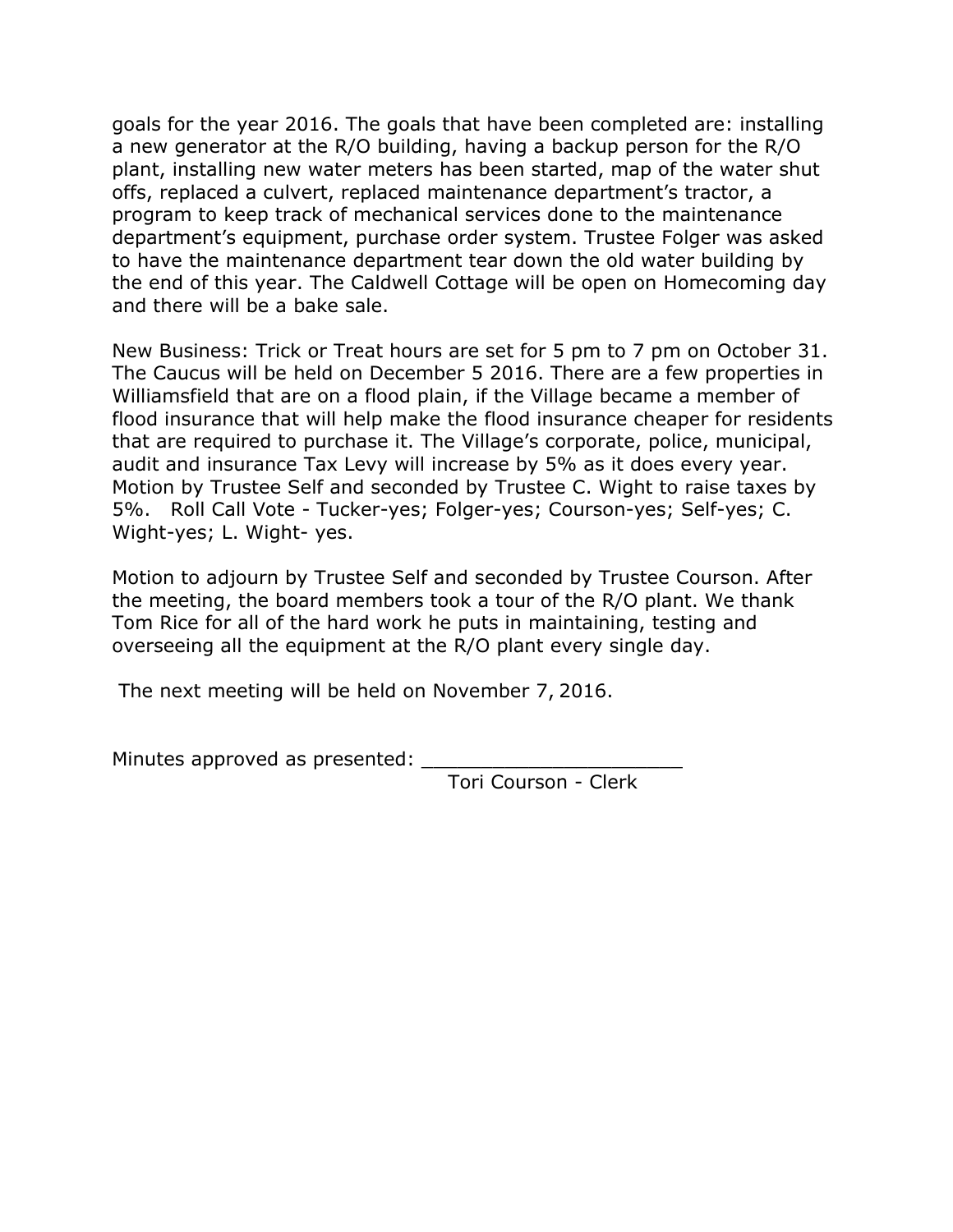goals for the year 2016. The goals that have been completed are: installing a new generator at the R/O building, having a backup person for the R/O plant, installing new water meters has been started, map of the water shut offs, replaced a culvert, replaced maintenance department's tractor, a program to keep track of mechanical services done to the maintenance department's equipment, purchase order system. Trustee Folger was asked to have the maintenance department tear down the old water building by the end of this year. The Caldwell Cottage will be open on Homecoming day and there will be a bake sale.

New Business: Trick or Treat hours are set for 5 pm to 7 pm on October 31. The Caucus will be held on December 5 2016. There are a few properties in Williamsfield that are on a flood plain, if the Village became a member of flood insurance that will help make the flood insurance cheaper for residents that are required to purchase it. The Village's corporate, police, municipal, audit and insurance Tax Levy will increase by 5% as it does every year. Motion by Trustee Self and seconded by Trustee C. Wight to raise taxes by 5%. Roll Call Vote - Tucker-yes; Folger-yes; Courson-yes; Self-yes; C. Wight-yes; L. Wight- yes.

Motion to adjourn by Trustee Self and seconded by Trustee Courson. After the meeting, the board members took a tour of the R/O plant. We thank Tom Rice for all of the hard work he puts in maintaining, testing and overseeing all the equipment at the R/O plant every single day.

The next meeting will be held on November 7, 2016.

Minutes approved as presented: ______________________
Tori Courson - Clerk